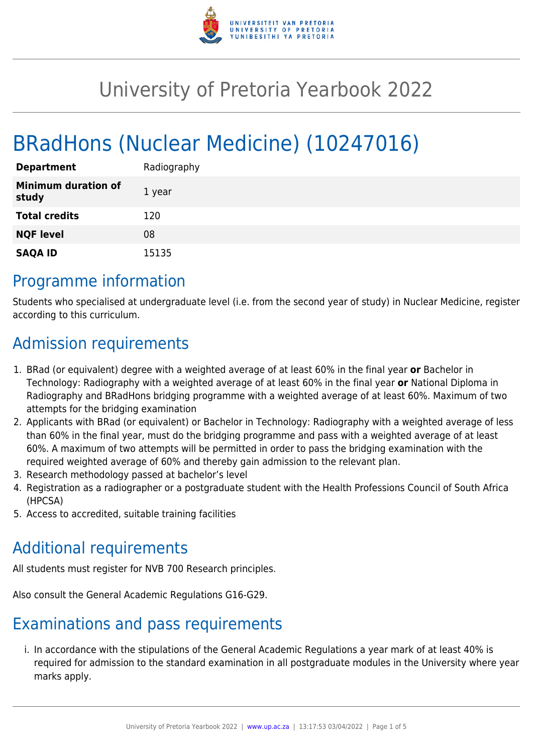# University of Pretoria Yearbook 2022

# BRadHons (Nuclear Medicine) (10247016)

| | |
|---|---|
| **Department** | Radiography |
| **Minimum duration of study** | 1 year |
| **Total credits** | 120 |
| **NQF level** | 08 |
| **SAQA ID** | 15135 |

## Programme information

Students who specialised at undergraduate level (i.e. from the second year of study) in Nuclear Medicine, register according to this curriculum.

## Admission requirements

1. BRad (or equivalent) degree with a weighted average of at least 60% in the final year **or** Bachelor in Technology: Radiography with a weighted average of at least 60% in the final year **or** National Diploma in Radiography and BRadHons bridging programme with a weighted average of at least 60%. Maximum of two attempts for the bridging examination
2. Applicants with BRad (or equivalent) or Bachelor in Technology: Radiography with a weighted average of less than 60% in the final year, must do the bridging programme and pass with a weighted average of at least 60%. A maximum of two attempts will be permitted in order to pass the bridging examination with the required weighted average of 60% and thereby gain admission to the relevant plan.
3. Research methodology passed at bachelor's level
4. Registration as a radiographer or a postgraduate student with the Health Professions Council of South Africa (HPCSA)
5. Access to accredited, suitable training facilities

## Additional requirements

All students must register for NVB 700 Research principles.

Also consult the General Academic Regulations G16-G29.

## Examinations and pass requirements

i. In accordance with the stipulations of the General Academic Regulations a year mark of at least 40% is required for admission to the standard examination in all postgraduate modules in the University where year marks apply.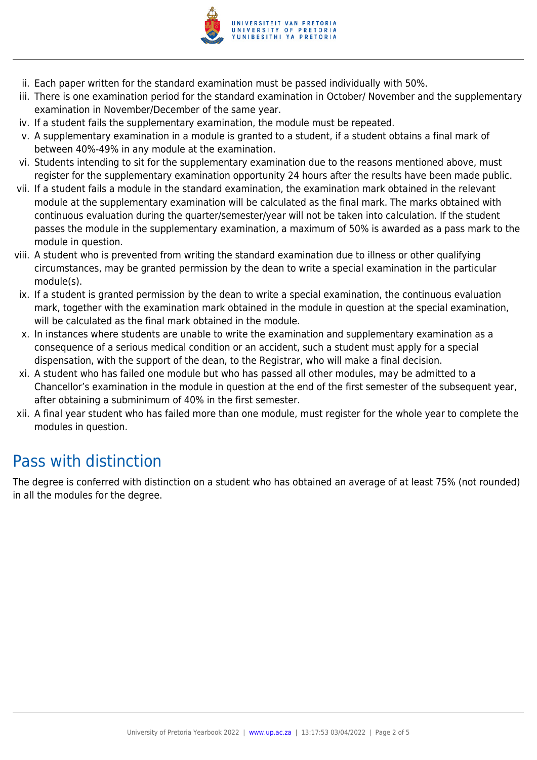ii. Each paper written for the standard examination must be passed individually with 50%.
iii. There is one examination period for the standard examination in October/ November and the supplementary examination in November/December of the same year.
iv. If a student fails the supplementary examination, the module must be repeated.
v. A supplementary examination in a module is granted to a student, if a student obtains a final mark of between 40%-49% in any module at the examination.
vi. Students intending to sit for the supplementary examination due to the reasons mentioned above, must register for the supplementary examination opportunity 24 hours after the results have been made public.
vii. If a student fails a module in the standard examination, the examination mark obtained in the relevant module at the supplementary examination will be calculated as the final mark. The marks obtained with continuous evaluation during the quarter/semester/year will not be taken into calculation. If the student passes the module in the supplementary examination, a maximum of 50% is awarded as a pass mark to the module in question.
viii. A student who is prevented from writing the standard examination due to illness or other qualifying circumstances, may be granted permission by the dean to write a special examination in the particular module(s).
ix. If a student is granted permission by the dean to write a special examination, the continuous evaluation mark, together with the examination mark obtained in the module in question at the special examination, will be calculated as the final mark obtained in the module.
x. In instances where students are unable to write the examination and supplementary examination as a consequence of a serious medical condition or an accident, such a student must apply for a special dispensation, with the support of the dean, to the Registrar, who will make a final decision.
xi. A student who has failed one module but who has passed all other modules, may be admitted to a Chancellor's examination in the module in question at the end of the first semester of the subsequent year, after obtaining a subminimum of 40% in the first semester.
xii. A final year student who has failed more than one module, must register for the whole year to complete the modules in question.

## Pass with distinction

The degree is conferred with distinction on a student who has obtained an average of at least 75% (not rounded) in all the modules for the degree.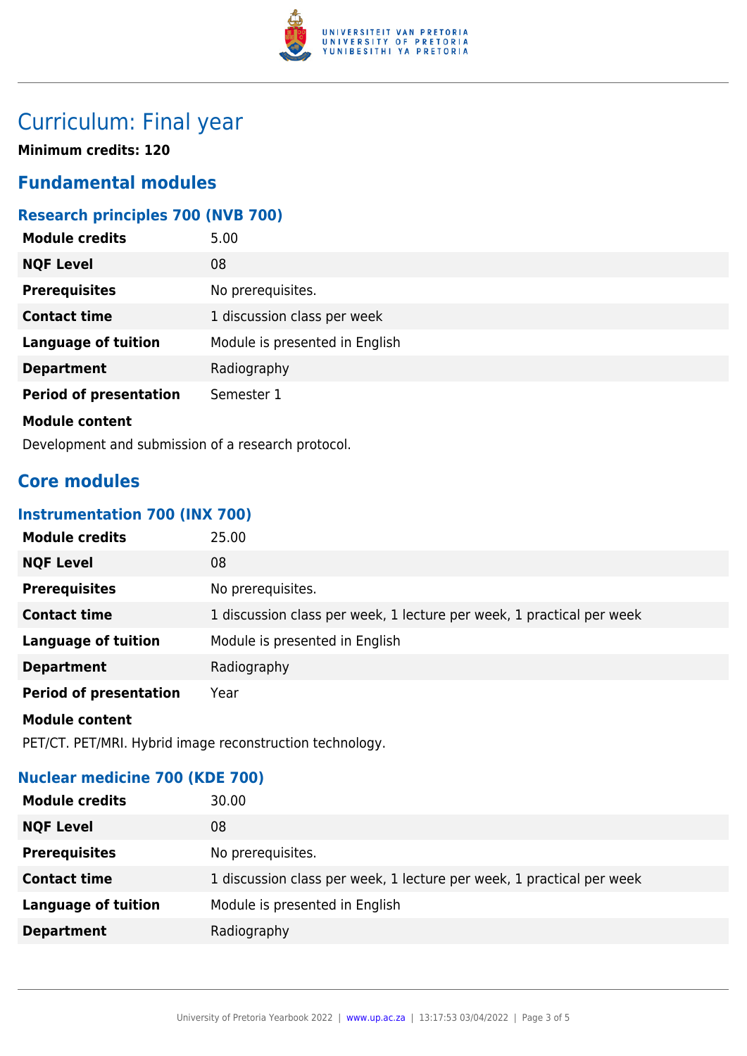# Curriculum: Final year

**Minimum credits: 120**

## Fundamental modules

### Research principles 700 (NVB 700)

| | |
|---|---|
| **Module credits** | 5.00 |
| **NQF Level** | 08 |
| **Prerequisites** | No prerequisites. |
| **Contact time** | 1 discussion class per week |
| **Language of tuition** | Module is presented in English |
| **Department** | Radiography |
| **Period of presentation** | Semester 1 |

**Module content**

Development and submission of a research protocol.

## Core modules

### Instrumentation 700 (INX 700)

| | |
|---|---|
| **Module credits** | 25.00 |
| **NQF Level** | 08 |
| **Prerequisites** | No prerequisites. |
| **Contact time** | 1 discussion class per week, 1 lecture per week, 1 practical per week |
| **Language of tuition** | Module is presented in English |
| **Department** | Radiography |
| **Period of presentation** | Year |

**Module content**

PET/CT. PET/MRI. Hybrid image reconstruction technology.

### Nuclear medicine 700 (KDE 700)

| | |
|---|---|
| **Module credits** | 30.00 |
| **NQF Level** | 08 |
| **Prerequisites** | No prerequisites. |
| **Contact time** | 1 discussion class per week, 1 lecture per week, 1 practical per week |
| **Language of tuition** | Module is presented in English |
| **Department** | Radiography |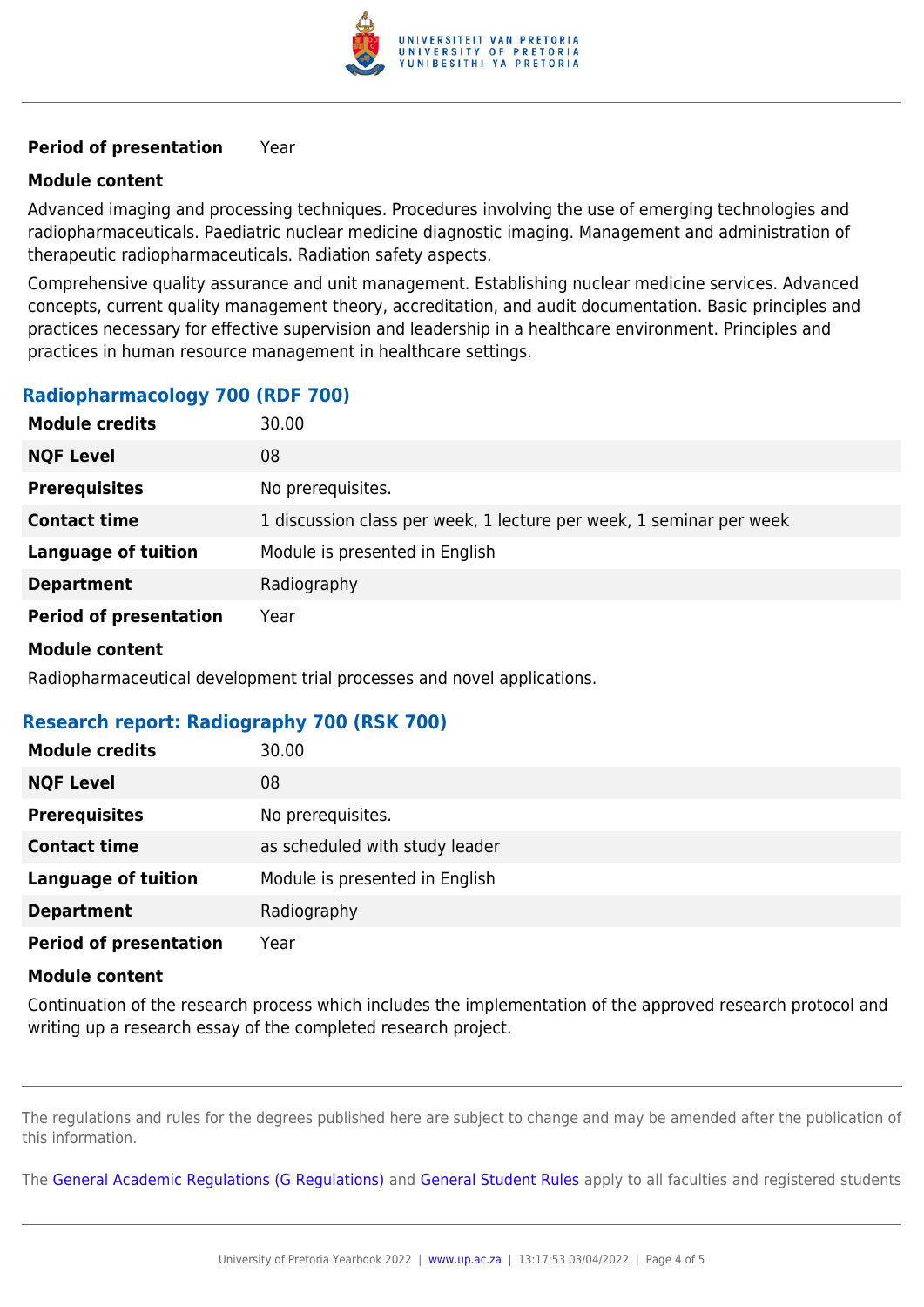| | |
|---|---|
| **Period of presentation** | Year |

**Module content**

Advanced imaging and processing techniques. Procedures involving the use of emerging technologies and radiopharmaceuticals. Paediatric nuclear medicine diagnostic imaging. Management and administration of therapeutic radiopharmaceuticals. Radiation safety aspects.

Comprehensive quality assurance and unit management. Establishing nuclear medicine services. Advanced concepts, current quality management theory, accreditation, and audit documentation. Basic principles and practices necessary for effective supervision and leadership in a healthcare environment. Principles and practices in human resource management in healthcare settings.

### Radiopharmacology 700 (RDF 700)

| | |
|---|---|
| **Module credits** | 30.00 |
| **NQF Level** | 08 |
| **Prerequisites** | No prerequisites. |
| **Contact time** | 1 discussion class per week, 1 lecture per week, 1 seminar per week |
| **Language of tuition** | Module is presented in English |
| **Department** | Radiography |
| **Period of presentation** | Year |

**Module content**

Radiopharmaceutical development trial processes and novel applications.

### Research report: Radiography 700 (RSK 700)

| | |
|---|---|
| **Module credits** | 30.00 |
| **NQF Level** | 08 |
| **Prerequisites** | No prerequisites. |
| **Contact time** | as scheduled with study leader |
| **Language of tuition** | Module is presented in English |
| **Department** | Radiography |
| **Period of presentation** | Year |

**Module content**

Continuation of the research process which includes the implementation of the approved research protocol and writing up a research essay of the completed research project.

The regulations and rules for the degrees published here are subject to change and may be amended after the publication of this information.

The General Academic Regulations (G Regulations) and General Student Rules apply to all faculties and registered students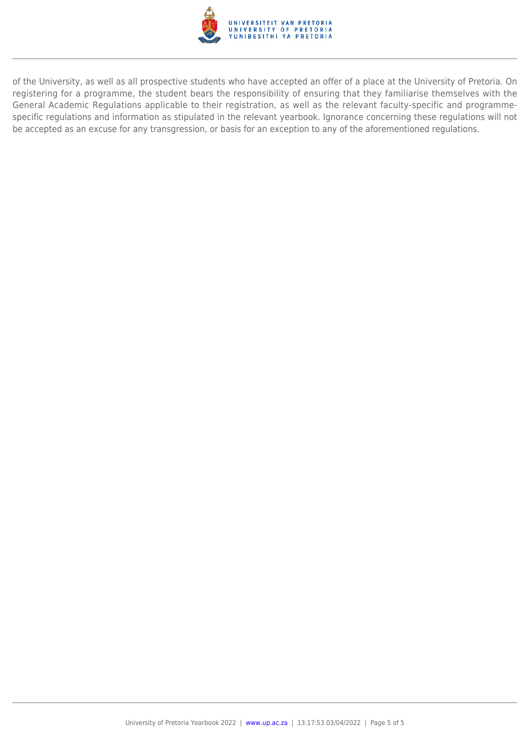of the University, as well as all prospective students who have accepted an offer of a place at the University of Pretoria. On registering for a programme, the student bears the responsibility of ensuring that they familiarise themselves with the General Academic Regulations applicable to their registration, as well as the relevant faculty-specific and programme-specific regulations and information as stipulated in the relevant yearbook. Ignorance concerning these regulations will not be accepted as an excuse for any transgression, or basis for an exception to any of the aforementioned regulations.